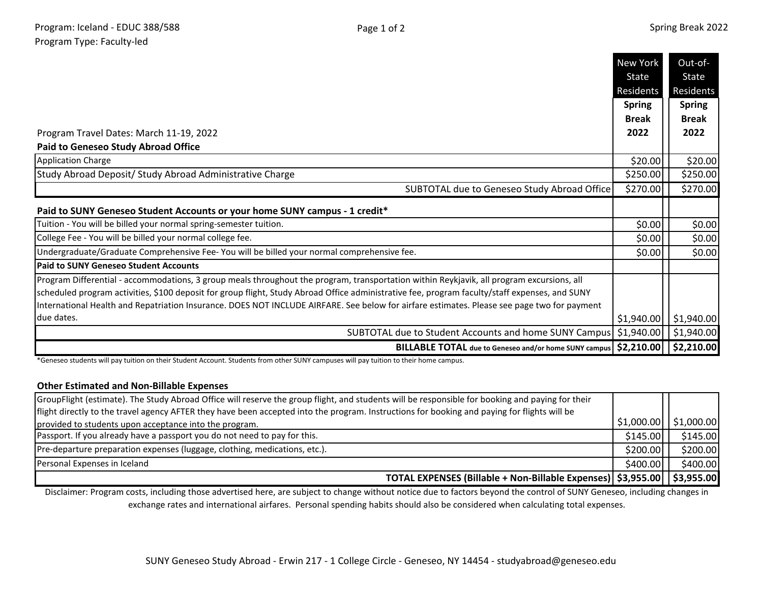Program: Iceland - EDUC 388/588
Program Type: Faculty-led

Spring Break 2022

| Program Travel Dates: March 11-19, 2022 | New York State Residents Spring Break 2022 | Out-of-State Residents Spring Break 2022 |
|---|---|---|
| **Paid to Geneseo Study Abroad Office** | | |
| Application Charge | $20.00 | $20.00 |
| Study Abroad Deposit/ Study Abroad Administrative Charge | $250.00 | $250.00 |
| SUBTOTAL due to Geneseo Study Abroad Office | $270.00 | $270.00 |
| **Paid to SUNY Geneseo Student Accounts or your home SUNY campus - 1 credit*** | | |
| Tuition - You will be billed your normal spring-semester tuition. | $0.00 | $0.00 |
| College Fee - You will be billed your normal college fee. | $0.00 | $0.00 |
| Undergraduate/Graduate Comprehensive Fee- You will be billed your normal comprehensive fee. | $0.00 | $0.00 |
| **Paid to SUNY Geneseo Student Accounts** | | |
| Program Differential - accommodations, 3 group meals throughout the program, transportation within Reykjavik, all program excursions, all scheduled program activities, $100 deposit for group flight, Study Abroad Office administrative fee, program faculty/staff expenses, and SUNY International Health and Repatriation Insurance. DOES NOT INCLUDE AIRFARE. See below for airfare estimates. Please see page two for payment due dates. | $1,940.00 | $1,940.00 |
| SUBTOTAL due to Student Accounts and home SUNY Campus | $1,940.00 | $1,940.00 |
| **BILLABLE TOTAL** **due to Geneseo and/or home SUNY campus** | **$2,210.00** | **$2,210.00** |

*Geneseo students will pay tuition on their Student Account. Students from other SUNY campuses will pay tuition to their home campus.

**Other Estimated and Non-Billable Expenses**

| | | |
|---|---|---|
| GroupFlight (estimate). The Study Abroad Office will reserve the group flight, and students will be responsible for booking and paying for their flight directly to the travel agency AFTER they have been accepted into the program. Instructions for booking and paying for flights will be provided to students upon acceptance into the program. | $1,000.00 | $1,000.00 |
| Passport. If you already have a passport you do not need to pay for this. | $145.00 | $145.00 |
| Pre-departure preparation expenses (luggage, clothing, medications, etc.). | $200.00 | $200.00 |
| Personal Expenses in Iceland | $400.00 | $400.00 |
| **TOTAL EXPENSES (Billable + Non-Billable Expenses)** | **$3,955.00** | **$3,955.00** |

Disclaimer: Program costs, including those advertised here, are subject to change without notice due to factors beyond the control of SUNY Geneseo, including changes in exchange rates and international airfares. Personal spending habits should also be considered when calculating total expenses.

SUNY Geneseo Study Abroad - Erwin 217 - 1 College Circle - Geneseo, NY 14454 - studyabroad@geneseo.edu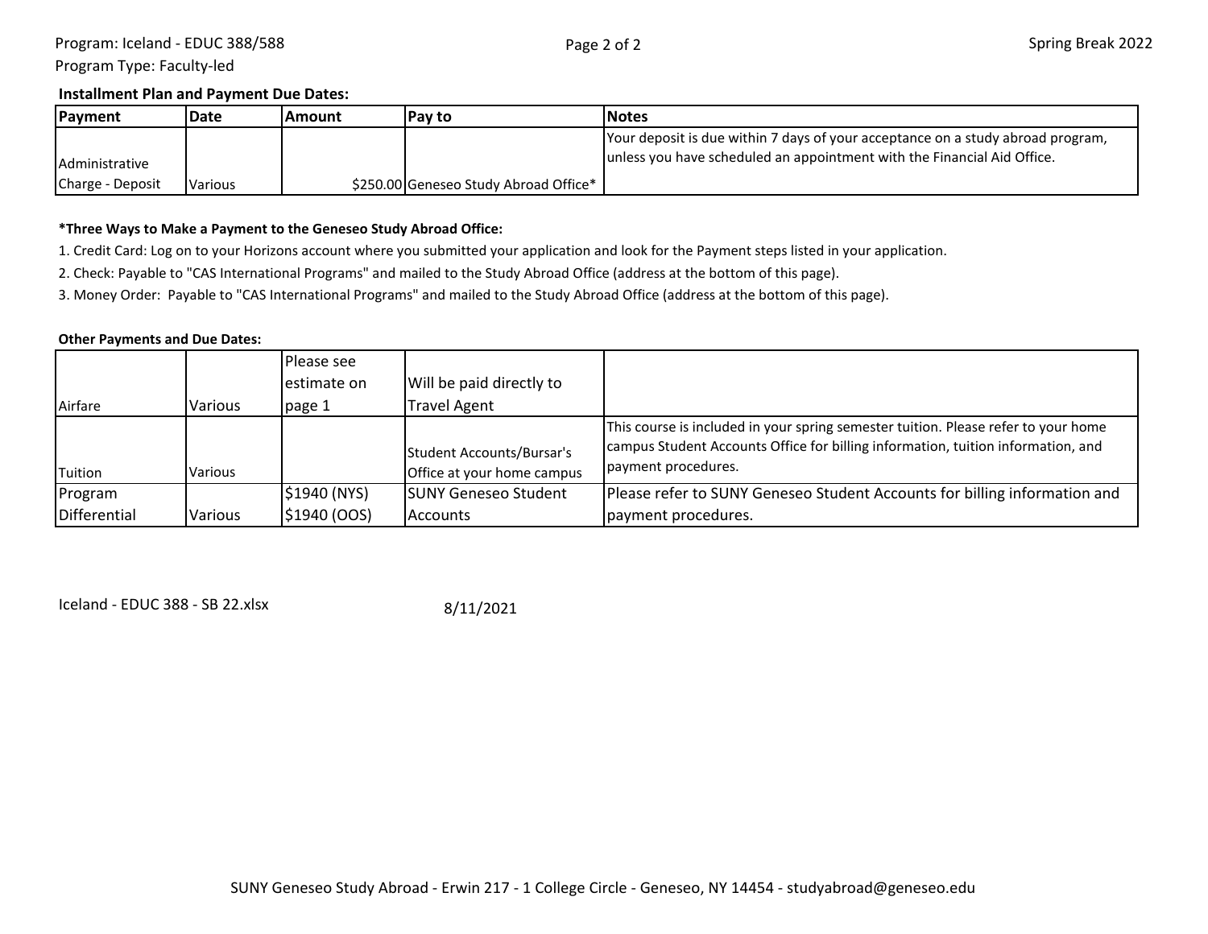Program: Iceland - EDUC 388/588

Program Type: Faculty-led

Spring Break 2022

**Installment Plan and Payment Due Dates:**

| Payment | Date | Amount | Pay to | Notes |
|---|---|---|---|---|
| Administrative Charge - Deposit | Various | $250.00 | Geneseo Study Abroad Office* | Your deposit is due within 7 days of your acceptance on a study abroad program, unless you have scheduled an appointment with the Financial Aid Office. |

**\*Three Ways to Make a Payment to the Geneseo Study Abroad Office:**

1. Credit Card: Log on to your Horizons account where you submitted your application and look for the Payment steps listed in your application.
2. Check: Payable to "CAS International Programs" and mailed to the Study Abroad Office (address at the bottom of this page).
3. Money Order: Payable to "CAS International Programs" and mailed to the Study Abroad Office (address at the bottom of this page).

**Other Payments and Due Dates:**

| | | | | |
|---|---|---|---|---|
| Airfare | Various | Please see estimate on page 1 | Will be paid directly to Travel Agent | |
| Tuition | Various | | Student Accounts/Bursar's Office at your home campus | This course is included in your spring semester tuition. Please refer to your home campus Student Accounts Office for billing information, tuition information, and payment procedures. |
| Program Differential | Various | $1940 (NYS) $1940 (OOS) | SUNY Geneseo Student Accounts | Please refer to SUNY Geneseo Student Accounts for billing information and payment procedures. |

Iceland - EDUC 388 - SB 22.xlsx     8/11/2021

SUNY Geneseo Study Abroad - Erwin 217 - 1 College Circle - Geneseo, NY 14454 - studyabroad@geneseo.edu